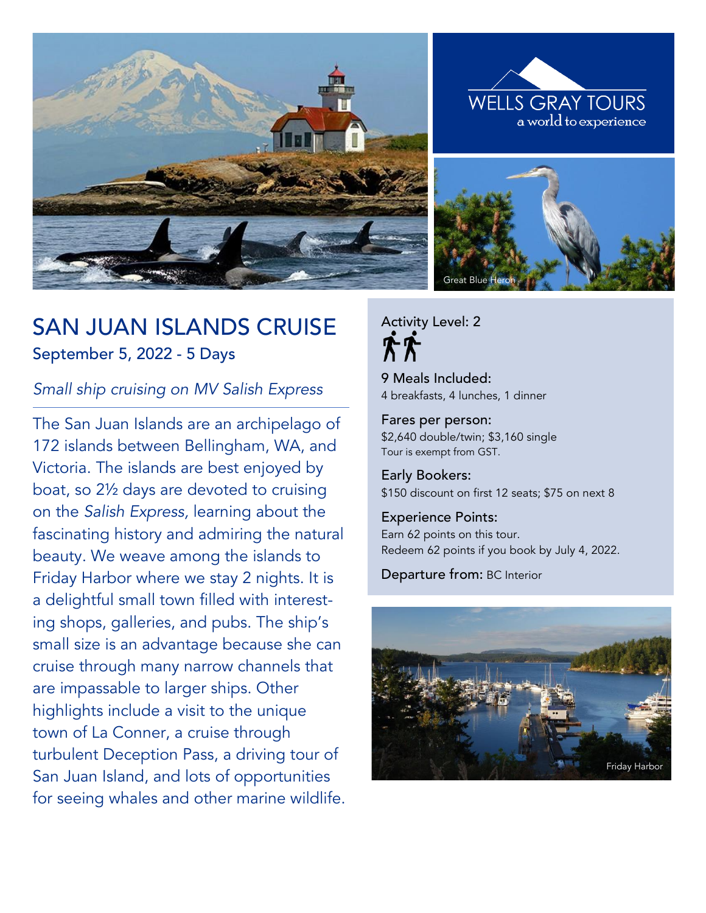WELLS GRAY TOURS
a world to experience

Great Blue Heron

# SAN JUAN ISLANDS CRUISE

## September 5, 2022 - 5 Days

*Small ship cruising on MV Salish Express*

---

The San Juan Islands are an archipelago of 172 islands between Bellingham, WA, and Victoria. The islands are best enjoyed by boat, so 2½ days are devoted to cruising on the *Salish Express*, learning about the fascinating history and admiring the natural beauty. We weave among the islands to Friday Harbor where we stay 2 nights. It is a delightful small town filled with interesting shops, galleries, and pubs. The ship's small size is an advantage because she can cruise through many narrow channels that are impassable to larger ships. Other highlights include a visit to the unique town of La Conner, a cruise through turbulent Deception Pass, a driving tour of San Juan Island, and lots of opportunities for seeing whales and other marine wildlife.

**Activity Level:** 2

**9 Meals Included:**
4 breakfasts, 4 lunches, 1 dinner

**Fares per person:**
$2,640 double/twin; $3,160 single
Tour is exempt from GST.

**Early Bookers:**
$150 discount on first 12 seats; $75 on next 8

**Experience Points:**
Earn 62 points on this tour.
Redeem 62 points if you book by July 4, 2022.

**Departure from:** BC Interior

Friday Harbor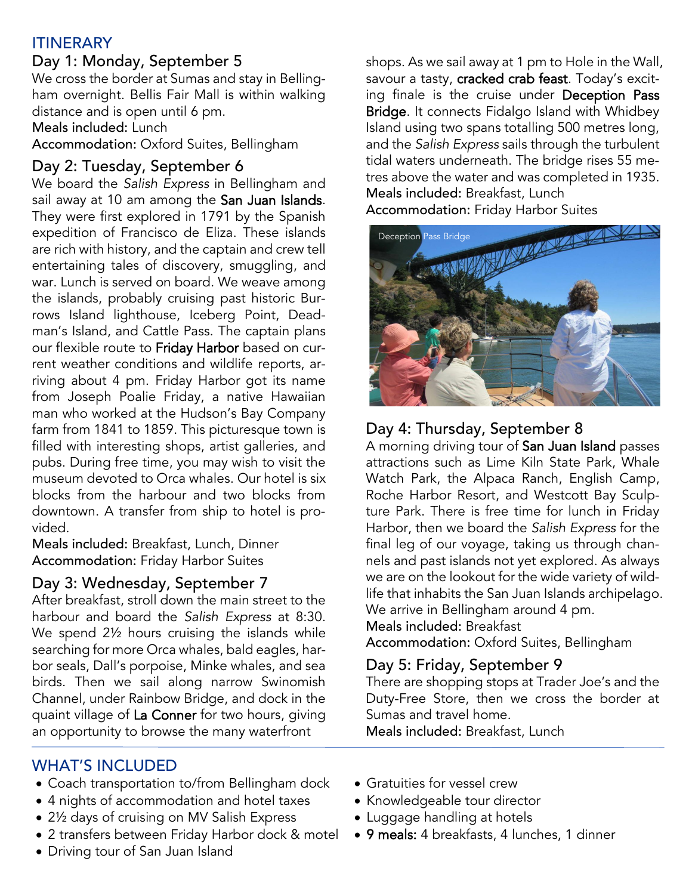## ITINERARY

### Day 1: Monday, September 5

We cross the border at Sumas and stay in Bellingham overnight. Bellis Fair Mall is within walking distance and is open until 6 pm.

Meals included: Lunch

Accommodation: Oxford Suites, Bellingham

### Day 2: Tuesday, September 6

We board the *Salish Express* in Bellingham and sail away at 10 am among the San Juan Islands. They were first explored in 1791 by the Spanish expedition of Francisco de Eliza. These islands are rich with history, and the captain and crew tell entertaining tales of discovery, smuggling, and war. Lunch is served on board. We weave among the islands, probably cruising past historic Burrows Island lighthouse, Iceberg Point, Deadman's Island, and Cattle Pass. The captain plans our flexible route to Friday Harbor based on current weather conditions and wildlife reports, arriving about 4 pm. Friday Harbor got its name from Joseph Poalie Friday, a native Hawaiian man who worked at the Hudson's Bay Company farm from 1841 to 1859. This picturesque town is filled with interesting shops, artist galleries, and pubs. During free time, you may wish to visit the museum devoted to Orca whales. Our hotel is six blocks from the harbour and two blocks from downtown. A transfer from ship to hotel is provided.

Meals included: Breakfast, Lunch, Dinner

Accommodation: Friday Harbor Suites

### Day 3: Wednesday, September 7

After breakfast, stroll down the main street to the harbour and board the *Salish Express* at 8:30. We spend 2½ hours cruising the islands while searching for more Orca whales, bald eagles, harbor seals, Dall's porpoise, Minke whales, and sea birds. Then we sail along narrow Swinomish Channel, under Rainbow Bridge, and dock in the quaint village of La Conner for two hours, giving an opportunity to browse the many waterfront shops. As we sail away at 1 pm to Hole in the Wall, savour a tasty, **cracked crab feast**. Today's exciting finale is the cruise under Deception Pass Bridge. It connects Fidalgo Island with Whidbey Island using two spans totalling 500 metres long, and the *Salish Express* sails through the turbulent tidal waters underneath. The bridge rises 55 metres above the water and was completed in 1935.

Meals included: Breakfast, Lunch

Accommodation: Friday Harbor Suites

Deception Pass Bridge

### Day 4: Thursday, September 8

A morning driving tour of San Juan Island passes attractions such as Lime Kiln State Park, Whale Watch Park, the Alpaca Ranch, English Camp, Roche Harbor Resort, and Westcott Bay Sculpture Park. There is free time for lunch in Friday Harbor, then we board the *Salish Express* for the final leg of our voyage, taking us through channels and past islands not yet explored. As always we are on the lookout for the wide variety of wildlife that inhabits the San Juan Islands archipelago. We arrive in Bellingham around 4 pm.

Meals included: Breakfast

Accommodation: Oxford Suites, Bellingham

### Day 5: Friday, September 9

There are shopping stops at Trader Joe's and the Duty-Free Store, then we cross the border at Sumas and travel home.

Meals included: Breakfast, Lunch

## WHAT'S INCLUDED

- Coach transportation to/from Bellingham dock
- 4 nights of accommodation and hotel taxes
- 2½ days of cruising on MV Salish Express
- 2 transfers between Friday Harbor dock & motel
- Driving tour of San Juan Island
- Gratuities for vessel crew
- Knowledgeable tour director
- Luggage handling at hotels
- **9 meals:** 4 breakfasts, 4 lunches, 1 dinner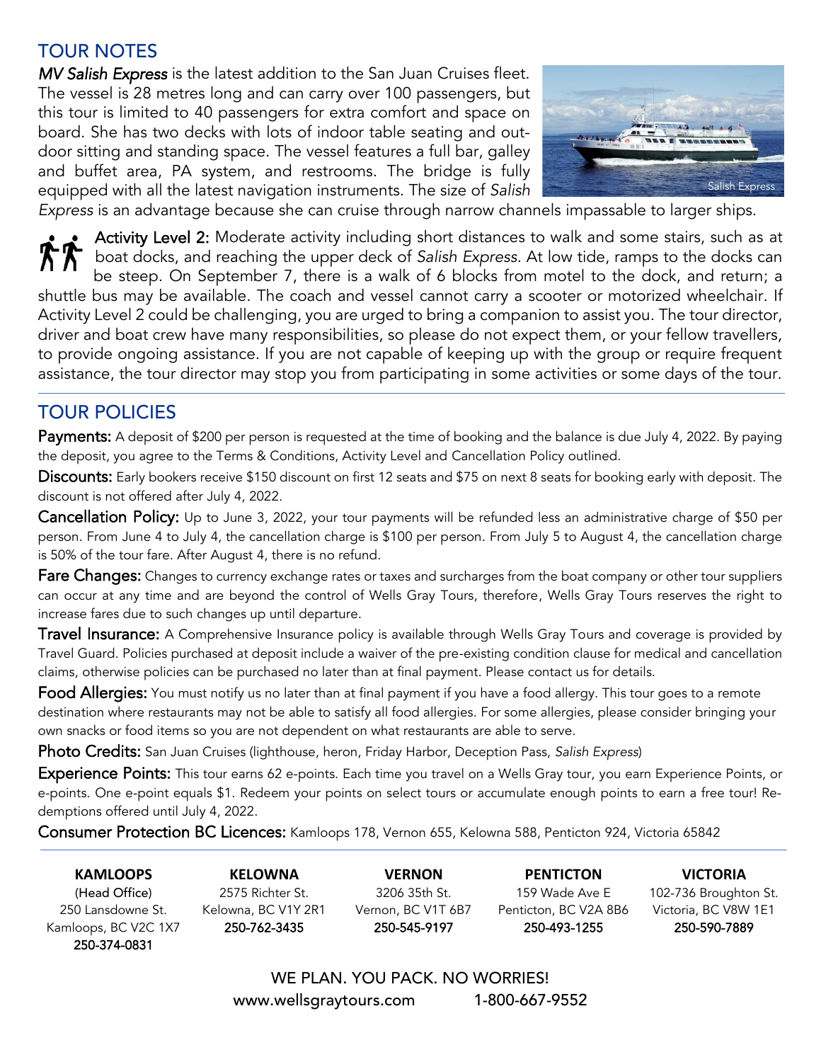## TOUR NOTES

*MV Salish Express* is the latest addition to the San Juan Cruises fleet. The vessel is 28 metres long and can carry over 100 passengers, but this tour is limited to 40 passengers for extra comfort and space on board. She has two decks with lots of indoor table seating and outdoor sitting and standing space. The vessel features a full bar, galley and buffet area, PA system, and restrooms. The bridge is fully equipped with all the latest navigation instruments. The size of *Salish Express* is an advantage because she can cruise through narrow channels impassable to larger ships.

Salish Express

**Activity Level 2:** Moderate activity including short distances to walk and some stairs, such as at boat docks, and reaching the upper deck of *Salish Express*. At low tide, ramps to the docks can be steep. On September 7, there is a walk of 6 blocks from motel to the dock, and return; a shuttle bus may be available. The coach and vessel cannot carry a scooter or motorized wheelchair. If Activity Level 2 could be challenging, you are urged to bring a companion to assist you. The tour director, driver and boat crew have many responsibilities, so please do not expect them, or your fellow travellers, to provide ongoing assistance. If you are not capable of keeping up with the group or require frequent assistance, the tour director may stop you from participating in some activities or some days of the tour.

## TOUR POLICIES

**Payments:** A deposit of $200 per person is requested at the time of booking and the balance is due July 4, 2022. By paying the deposit, you agree to the Terms & Conditions, Activity Level and Cancellation Policy outlined.

**Discounts:** Early bookers receive $150 discount on first 12 seats and $75 on next 8 seats for booking early with deposit. The discount is not offered after July 4, 2022.

**Cancellation Policy:** Up to June 3, 2022, your tour payments will be refunded less an administrative charge of $50 per person. From June 4 to July 4, the cancellation charge is $100 per person. From July 5 to August 4, the cancellation charge is 50% of the tour fare. After August 4, there is no refund.

**Fare Changes:** Changes to currency exchange rates or taxes and surcharges from the boat company or other tour suppliers can occur at any time and are beyond the control of Wells Gray Tours, therefore, Wells Gray Tours reserves the right to increase fares due to such changes up until departure.

**Travel Insurance:** A Comprehensive Insurance policy is available through Wells Gray Tours and coverage is provided by Travel Guard. Policies purchased at deposit include a waiver of the pre-existing condition clause for medical and cancellation claims, otherwise policies can be purchased no later than at final payment. Please contact us for details.

**Food Allergies:** You must notify us no later than at final payment if you have a food allergy. This tour goes to a remote destination where restaurants may not be able to satisfy all food allergies. For some allergies, please consider bringing your own snacks or food items so you are not dependent on what restaurants are able to serve.

**Photo Credits:** San Juan Cruises (lighthouse, heron, Friday Harbor, Deception Pass, *Salish Express*)

**Experience Points:** This tour earns 62 e-points. Each time you travel on a Wells Gray tour, you earn Experience Points, or e-points. One e-point equals $1. Redeem your points on select tours or accumulate enough points to earn a free tour! Redemptions offered until July 4, 2022.

**Consumer Protection BC Licences:** Kamloops 178, Vernon 655, Kelowna 588, Penticton 924, Victoria 65842

**KAMLOOPS**
(Head Office)
250 Lansdowne St.
Kamloops, BC V2C 1X7
**250-374-0831**

**KELOWNA**
2575 Richter St.
Kelowna, BC V1Y 2R1
**250-762-3435**

**VERNON**
3206 35th St.
Vernon, BC V1T 6B7
**250-545-9197**

**PENTICTON**
159 Wade Ave E
Penticton, BC V2A 8B6
**250-493-1255**

**VICTORIA**
102-736 Broughton St.
Victoria, BC V8W 1E1
**250-590-7889**

WE PLAN. YOU PACK. NO WORRIES!

www.wellsgraytours.com 1-800-667-9552